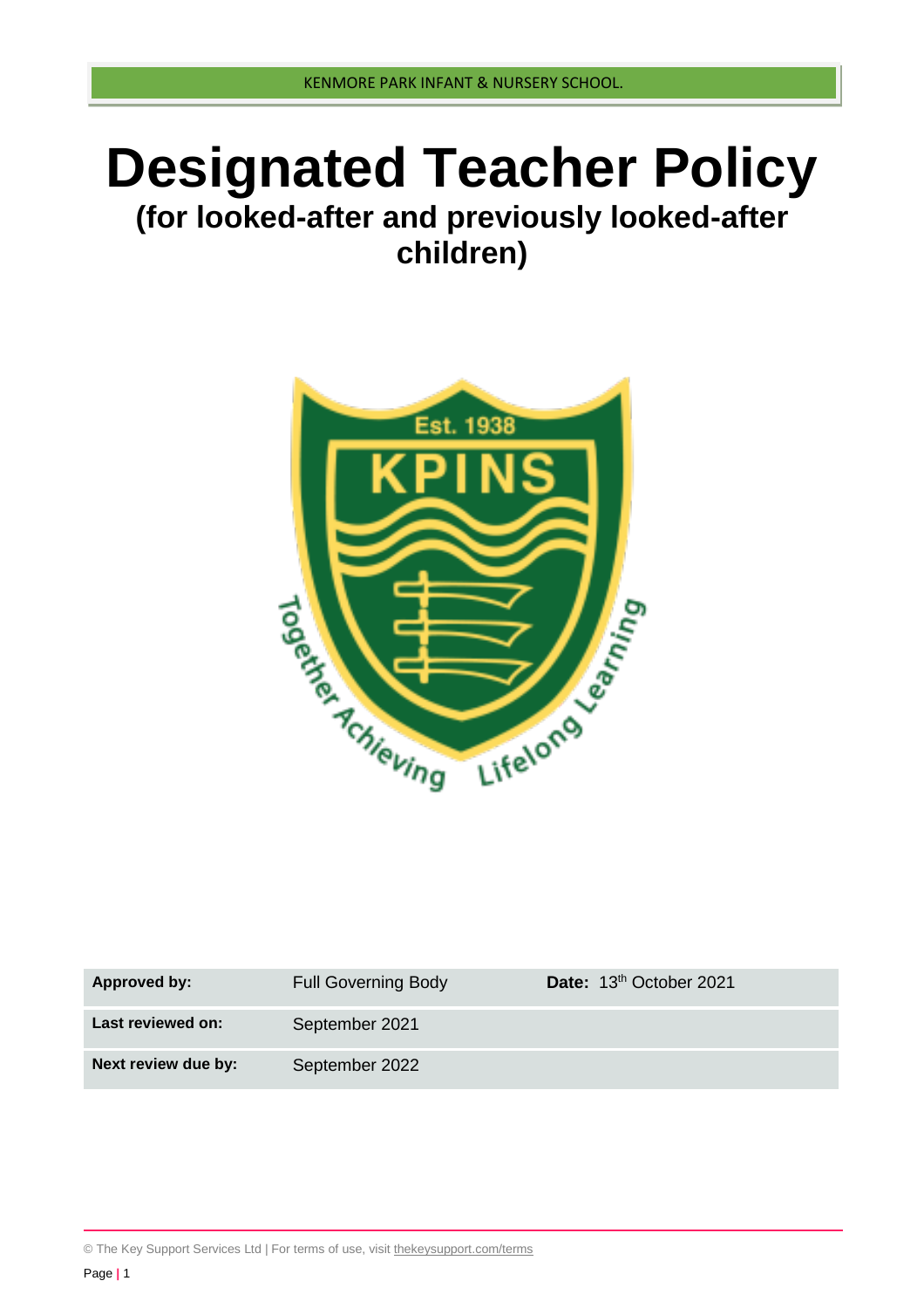# Designated Teacher Policy

## (for looked-after and previously looked-after children)

| Approved by: | Full Governing Body | Date: 13th October 2021 |
|---|---|---|
| Last reviewed on: | September 2021 | |
| Next review due by: | September 2022 | |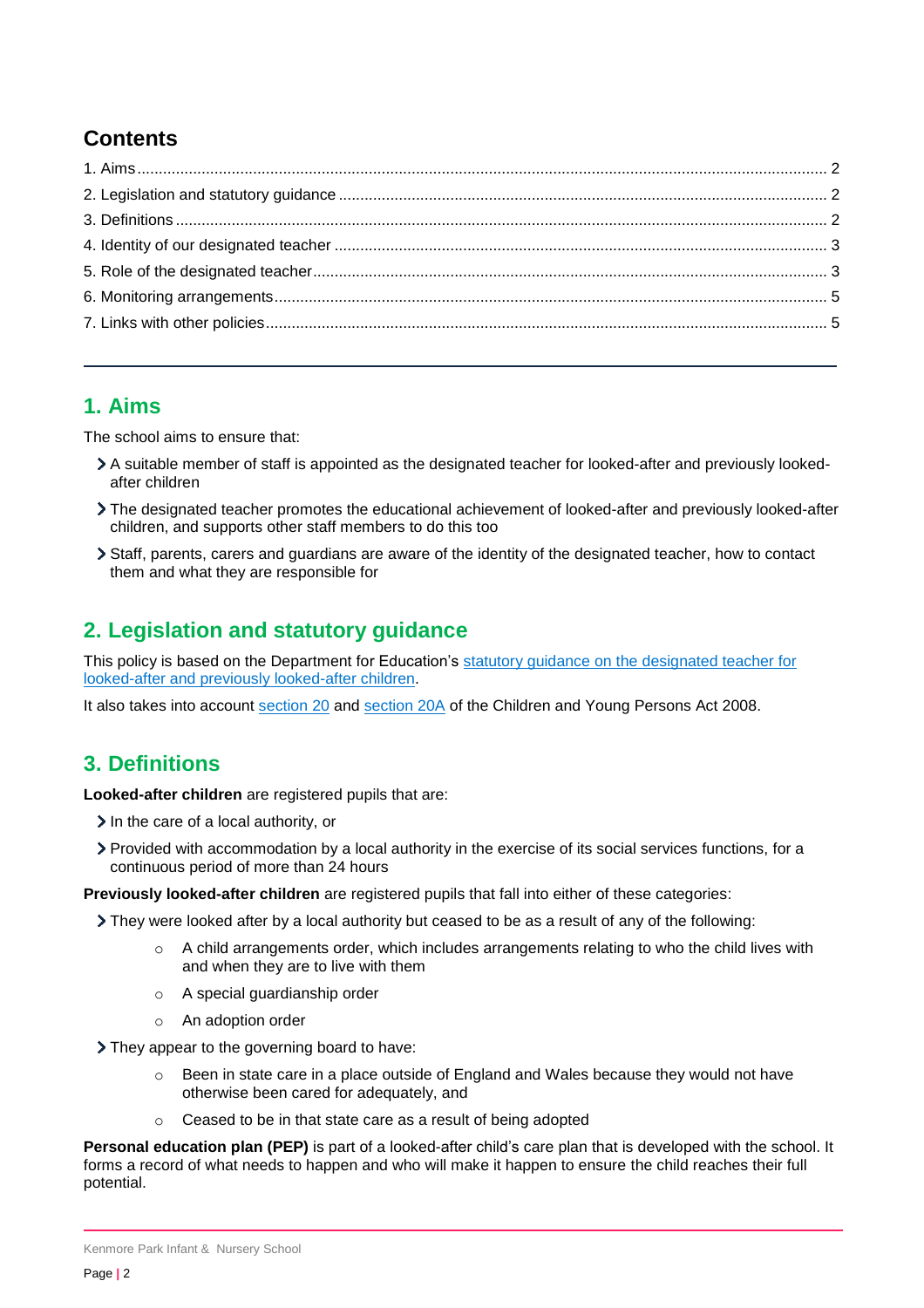## Contents

1. Aims ........ 2
2. Legislation and statutory guidance ........ 2
3. Definitions ........ 2
4. Identity of our designated teacher ........ 3
5. Role of the designated teacher ........ 3
6. Monitoring arrangements ........ 5
7. Links with other policies ........ 5

---

## 1. Aims

The school aims to ensure that:

- A suitable member of staff is appointed as the designated teacher for looked-after and previously looked-after children
- The designated teacher promotes the educational achievement of looked-after and previously looked-after children, and supports other staff members to do this too
- Staff, parents, carers and guardians are aware of the identity of the designated teacher, how to contact them and what they are responsible for

## 2. Legislation and statutory guidance

This policy is based on the Department for Education's statutory guidance on the designated teacher for looked-after and previously looked-after children.

It also takes into account section 20 and section 20A of the Children and Young Persons Act 2008.

## 3. Definitions

**Looked-after children** are registered pupils that are:

- In the care of a local authority, or
- Provided with accommodation by a local authority in the exercise of its social services functions, for a continuous period of more than 24 hours

**Previously looked-after children** are registered pupils that fall into either of these categories:

- They were looked after by a local authority but ceased to be as a result of any of the following:
    - A child arrangements order, which includes arrangements relating to who the child lives with and when they are to live with them
    - A special guardianship order
    - An adoption order
- They appear to the governing board to have:
    - Been in state care in a place outside of England and Wales because they would not have otherwise been cared for adequately, and
    - Ceased to be in that state care as a result of being adopted

**Personal education plan (PEP)** is part of a looked-after child's care plan that is developed with the school. It forms a record of what needs to happen and who will make it happen to ensure the child reaches their full potential.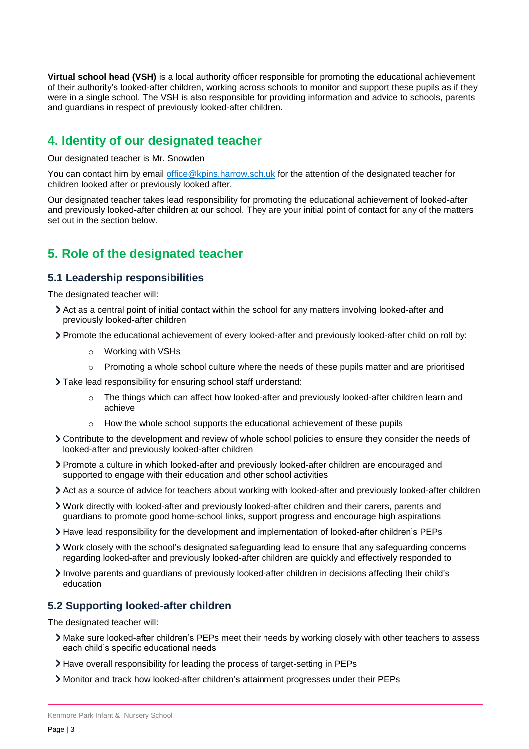**Virtual school head (VSH)** is a local authority officer responsible for promoting the educational achievement of their authority's looked-after children, working across schools to monitor and support these pupils as if they were in a single school. The VSH is also responsible for providing information and advice to schools, parents and guardians in respect of previously looked-after children.

## 4. Identity of our designated teacher

Our designated teacher is Mr. Snowden

You can contact him by email office@kpins.harrow.sch.uk for the attention of the designated teacher for children looked after or previously looked after.

Our designated teacher takes lead responsibility for promoting the educational achievement of looked-after and previously looked-after children at our school. They are your initial point of contact for any of the matters set out in the section below.

## 5. Role of the designated teacher

### 5.1 Leadership responsibilities

The designated teacher will:

- Act as a central point of initial contact within the school for any matters involving looked-after and previously looked-after children
- Promote the educational achievement of every looked-after and previously looked-after child on roll by:
  - Working with VSHs
  - Promoting a whole school culture where the needs of these pupils matter and are prioritised
- Take lead responsibility for ensuring school staff understand:
  - The things which can affect how looked-after and previously looked-after children learn and achieve
  - How the whole school supports the educational achievement of these pupils
- Contribute to the development and review of whole school policies to ensure they consider the needs of looked-after and previously looked-after children
- Promote a culture in which looked-after and previously looked-after children are encouraged and supported to engage with their education and other school activities
- Act as a source of advice for teachers about working with looked-after and previously looked-after children
- Work directly with looked-after and previously looked-after children and their carers, parents and guardians to promote good home-school links, support progress and encourage high aspirations
- Have lead responsibility for the development and implementation of looked-after children's PEPs
- Work closely with the school's designated safeguarding lead to ensure that any safeguarding concerns regarding looked-after and previously looked-after children are quickly and effectively responded to
- Involve parents and guardians of previously looked-after children in decisions affecting their child's education

### 5.2 Supporting looked-after children

The designated teacher will:

- Make sure looked-after children's PEPs meet their needs by working closely with other teachers to assess each child's specific educational needs
- Have overall responsibility for leading the process of target-setting in PEPs
- Monitor and track how looked-after children's attainment progresses under their PEPs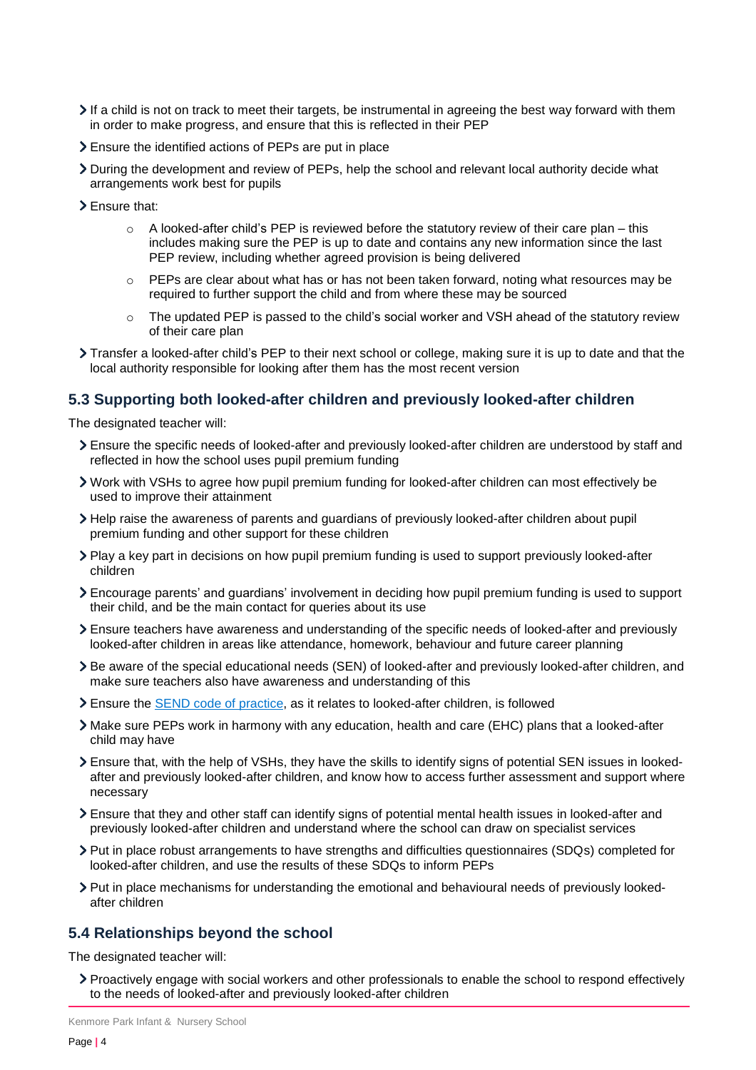- If a child is not on track to meet their targets, be instrumental in agreeing the best way forward with them in order to make progress, and ensure that this is reflected in their PEP
- Ensure the identified actions of PEPs are put in place
- During the development and review of PEPs, help the school and relevant local authority decide what arrangements work best for pupils
- Ensure that:
    - A looked-after child's PEP is reviewed before the statutory review of their care plan – this includes making sure the PEP is up to date and contains any new information since the last PEP review, including whether agreed provision is being delivered
    - PEPs are clear about what has or has not been taken forward, noting what resources may be required to further support the child and from where these may be sourced
    - The updated PEP is passed to the child's social worker and VSH ahead of the statutory review of their care plan
- Transfer a looked-after child's PEP to their next school or college, making sure it is up to date and that the local authority responsible for looking after them has the most recent version

## 5.3 Supporting both looked-after children and previously looked-after children

The designated teacher will:

- Ensure the specific needs of looked-after and previously looked-after children are understood by staff and reflected in how the school uses pupil premium funding
- Work with VSHs to agree how pupil premium funding for looked-after children can most effectively be used to improve their attainment
- Help raise the awareness of parents and guardians of previously looked-after children about pupil premium funding and other support for these children
- Play a key part in decisions on how pupil premium funding is used to support previously looked-after children
- Encourage parents' and guardians' involvement in deciding how pupil premium funding is used to support their child, and be the main contact for queries about its use
- Ensure teachers have awareness and understanding of the specific needs of looked-after and previously looked-after children in areas like attendance, homework, behaviour and future career planning
- Be aware of the special educational needs (SEN) of looked-after and previously looked-after children, and make sure teachers also have awareness and understanding of this
- Ensure the SEND code of practice, as it relates to looked-after children, is followed
- Make sure PEPs work in harmony with any education, health and care (EHC) plans that a looked-after child may have
- Ensure that, with the help of VSHs, they have the skills to identify signs of potential SEN issues in looked-after and previously looked-after children, and know how to access further assessment and support where necessary
- Ensure that they and other staff can identify signs of potential mental health issues in looked-after and previously looked-after children and understand where the school can draw on specialist services
- Put in place robust arrangements to have strengths and difficulties questionnaires (SDQs) completed for looked-after children, and use the results of these SDQs to inform PEPs
- Put in place mechanisms for understanding the emotional and behavioural needs of previously looked-after children

## 5.4 Relationships beyond the school

The designated teacher will:

- Proactively engage with social workers and other professionals to enable the school to respond effectively to the needs of looked-after and previously looked-after children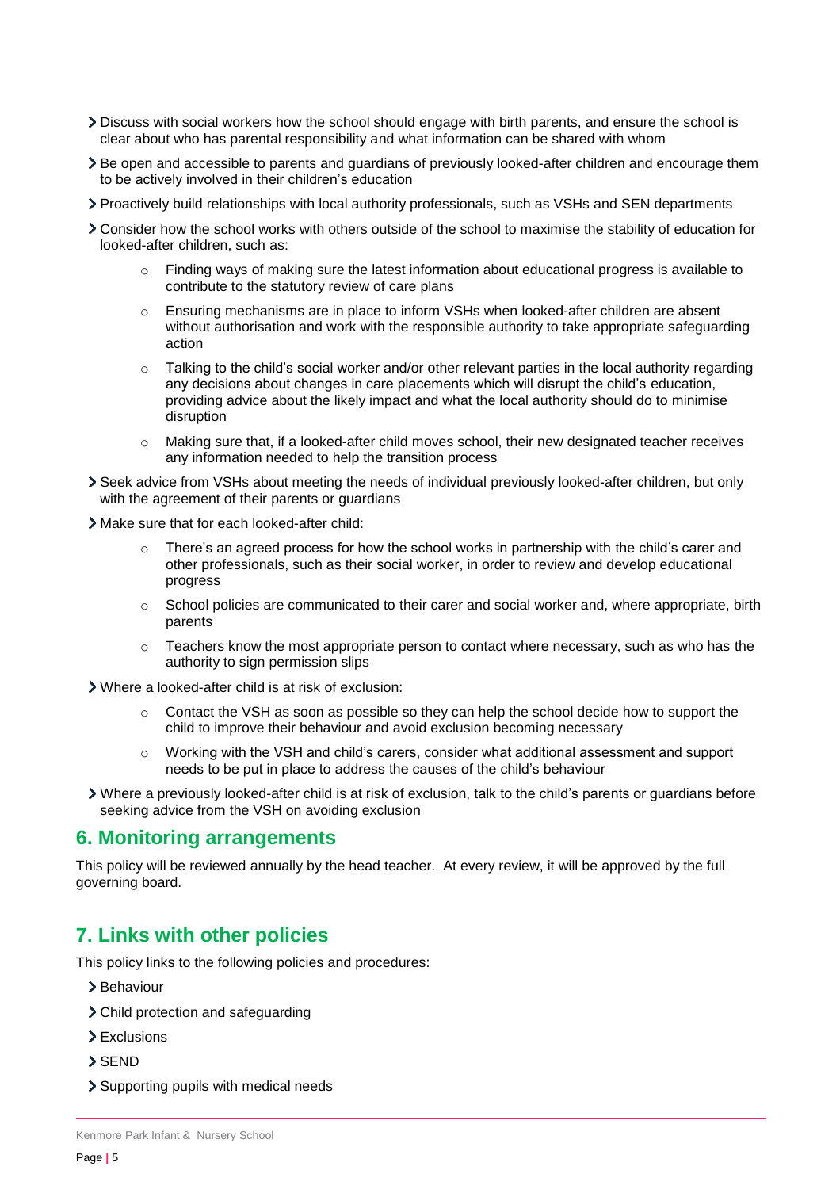- Discuss with social workers how the school should engage with birth parents, and ensure the school is clear about who has parental responsibility and what information can be shared with whom
- Be open and accessible to parents and guardians of previously looked-after children and encourage them to be actively involved in their children's education
- Proactively build relationships with local authority professionals, such as VSHs and SEN departments
- Consider how the school works with others outside of the school to maximise the stability of education for looked-after children, such as:
    - Finding ways of making sure the latest information about educational progress is available to contribute to the statutory review of care plans
    - Ensuring mechanisms are in place to inform VSHs when looked-after children are absent without authorisation and work with the responsible authority to take appropriate safeguarding action
    - Talking to the child's social worker and/or other relevant parties in the local authority regarding any decisions about changes in care placements which will disrupt the child's education, providing advice about the likely impact and what the local authority should do to minimise disruption
    - Making sure that, if a looked-after child moves school, their new designated teacher receives any information needed to help the transition process
- Seek advice from VSHs about meeting the needs of individual previously looked-after children, but only with the agreement of their parents or guardians
- Make sure that for each looked-after child:
    - There's an agreed process for how the school works in partnership with the child's carer and other professionals, such as their social worker, in order to review and develop educational progress
    - School policies are communicated to their carer and social worker and, where appropriate, birth parents
    - Teachers know the most appropriate person to contact where necessary, such as who has the authority to sign permission slips
- Where a looked-after child is at risk of exclusion:
    - Contact the VSH as soon as possible so they can help the school decide how to support the child to improve their behaviour and avoid exclusion becoming necessary
    - Working with the VSH and child's carers, consider what additional assessment and support needs to be put in place to address the causes of the child's behaviour
- Where a previously looked-after child is at risk of exclusion, talk to the child's parents or guardians before seeking advice from the VSH on avoiding exclusion

## 6. Monitoring arrangements

This policy will be reviewed annually by the head teacher. At every review, it will be approved by the full governing board.

## 7. Links with other policies

This policy links to the following policies and procedures:

- Behaviour
- Child protection and safeguarding
- Exclusions
- SEND
- Supporting pupils with medical needs